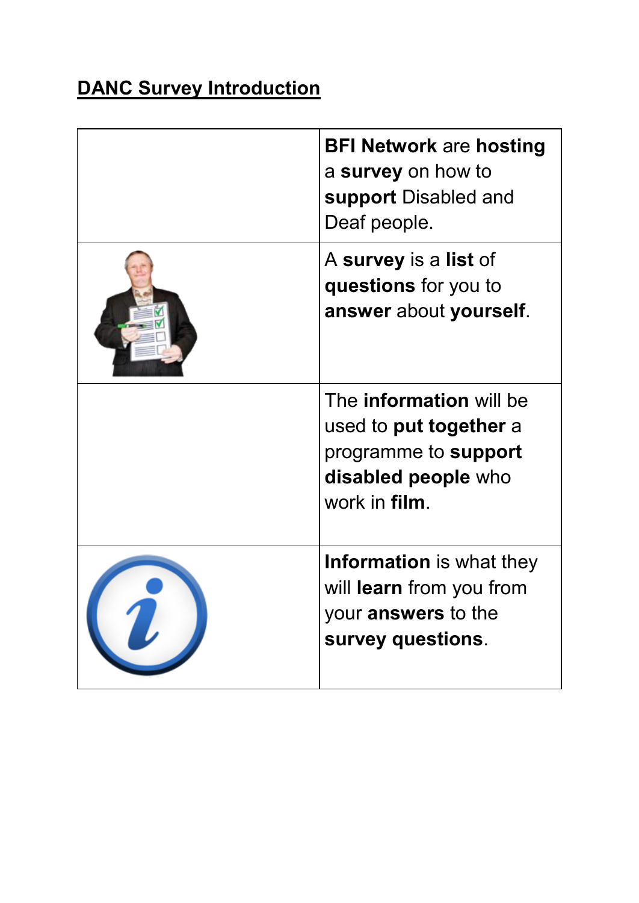**DANC Survey Introduction**

| | |
|---|---|
| | **BFI Network** are **hosting** a **survey** on how to **support** Disabled and Deaf people. |
| | A **survey** is a **list** of **questions** for you to **answer** about **yourself**. |
| | The **information** will be used to **put together** a programme to **support disabled people** who work in **film**. |
| | **Information** is what they will **learn** from you from your **answers** to the **survey questions**. |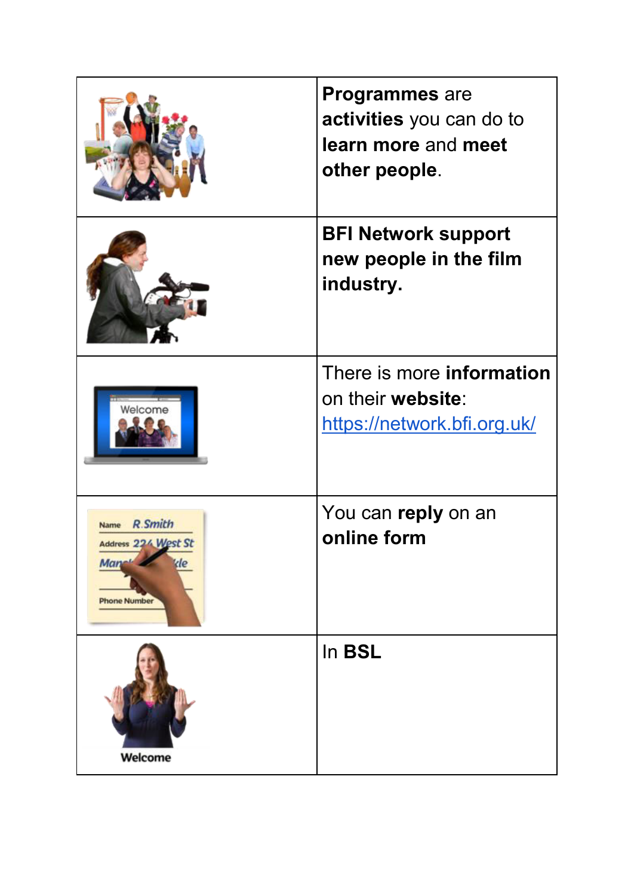| | |
|---|---|
| | **Programmes** are **activities** you can do to **learn more** and **meet other people**. |
| | **BFI Network support new people in the film industry.** |
| | There is more **information** on their **website**: https://network.bfi.org.uk/ |
| | You can **reply** on an **online form** |
| | In **BSL** |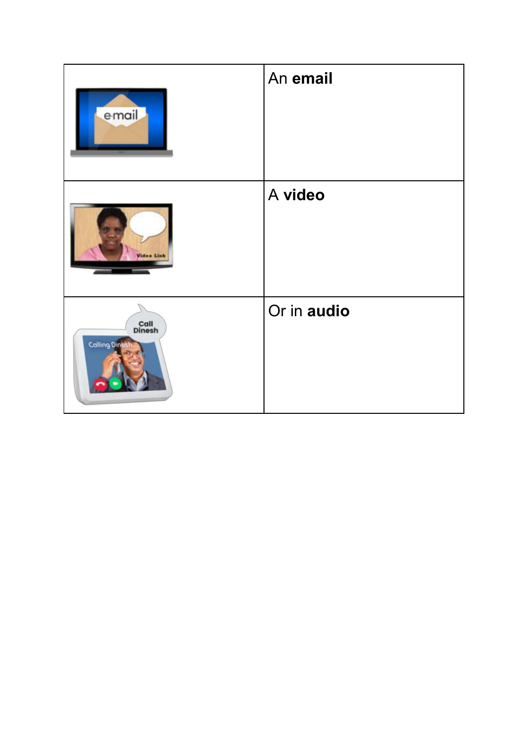| | |
|---|---|
| | An **email** |
| | A **video** |
| | Or in **audio** |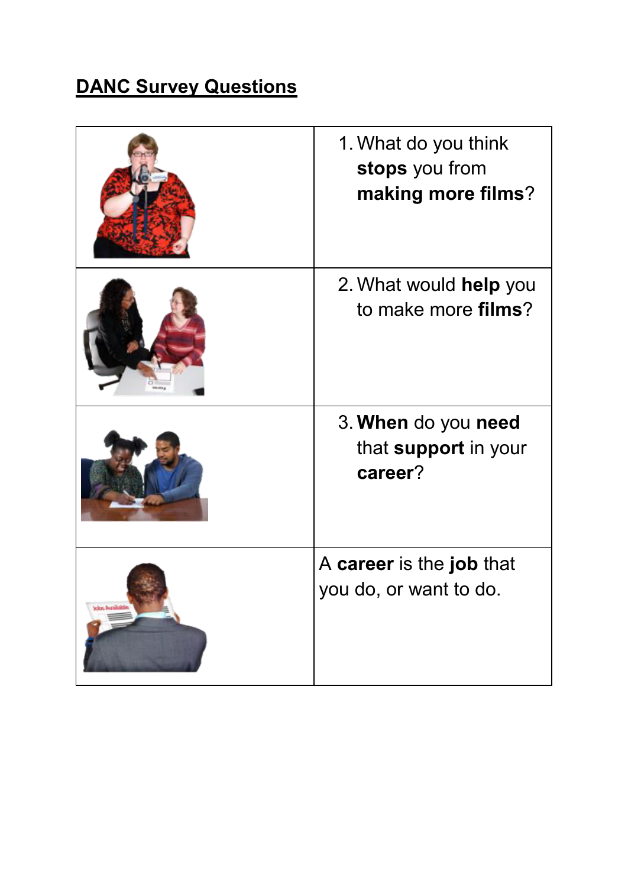**<u>DANC Survey Questions</u>**

| | |
|---|---|
| | 1. What do you think **stops** you from **making more films**? |
| | 2. What would **help** you to make more **films**? |
| | 3. **When** do you **need** that **support** in your **career**? |
| | A **career** is the **job** that you do, or want to do. |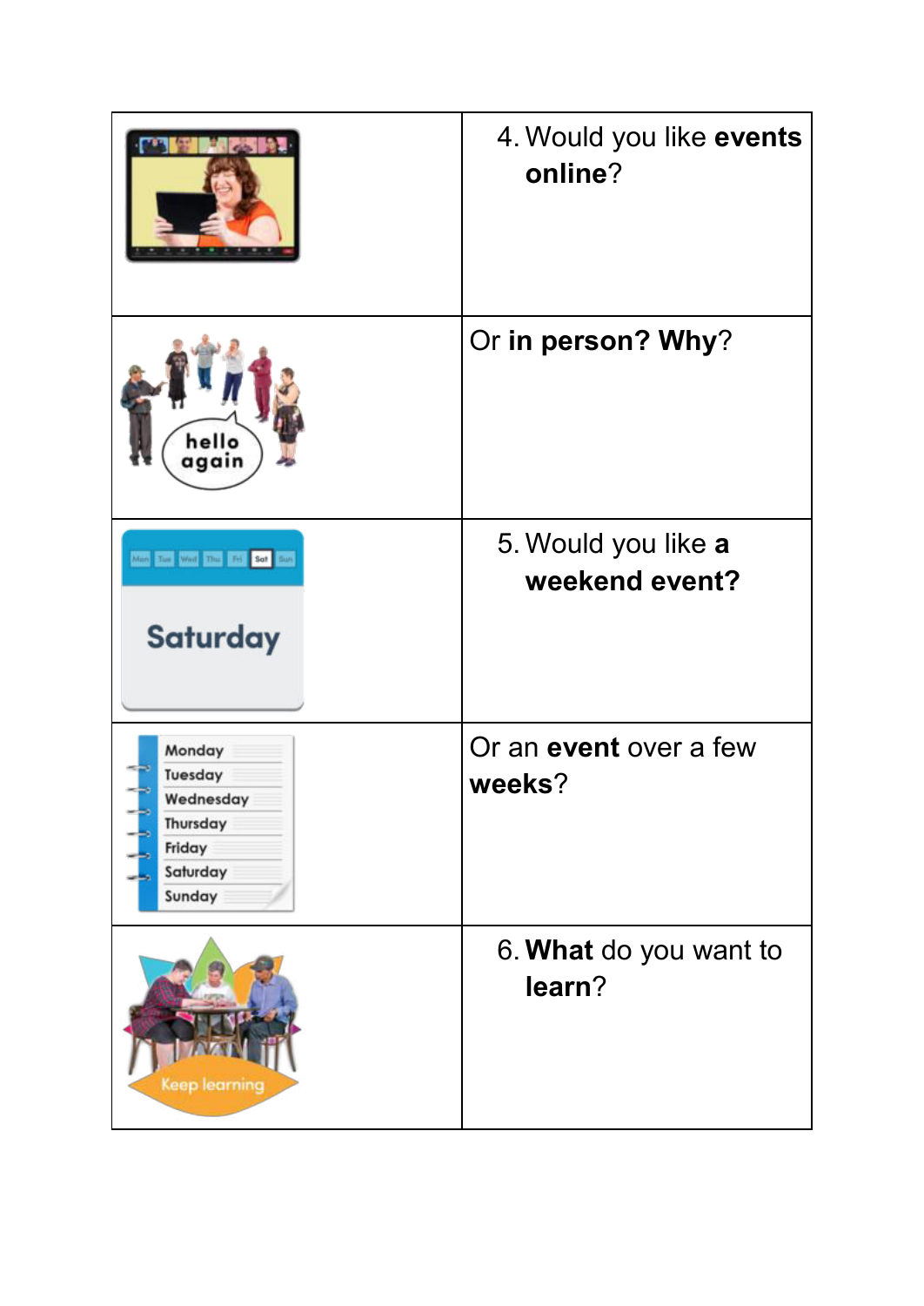| | |
|---|---|
| | 4. Would you like **events online**? |
| | Or **in person? Why**? |
| | 5. Would you like **a weekend event?** |
| | Or an **event** over a few **weeks**? |
| | 6. **What** do you want to **learn**? |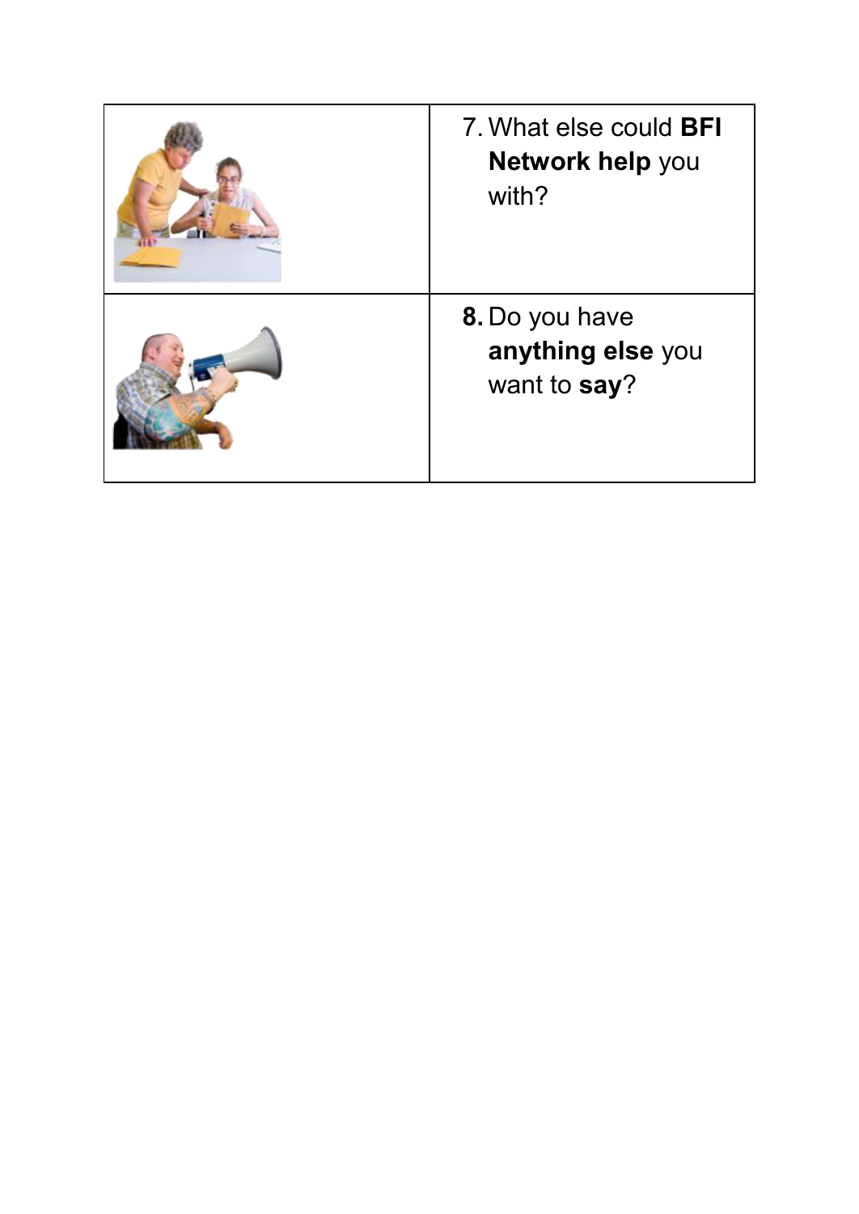| | |
|---|---|
| | 7. What else could **BFI Network help** you with? |
| | **8.** Do you have **anything else** you want to **say**? |